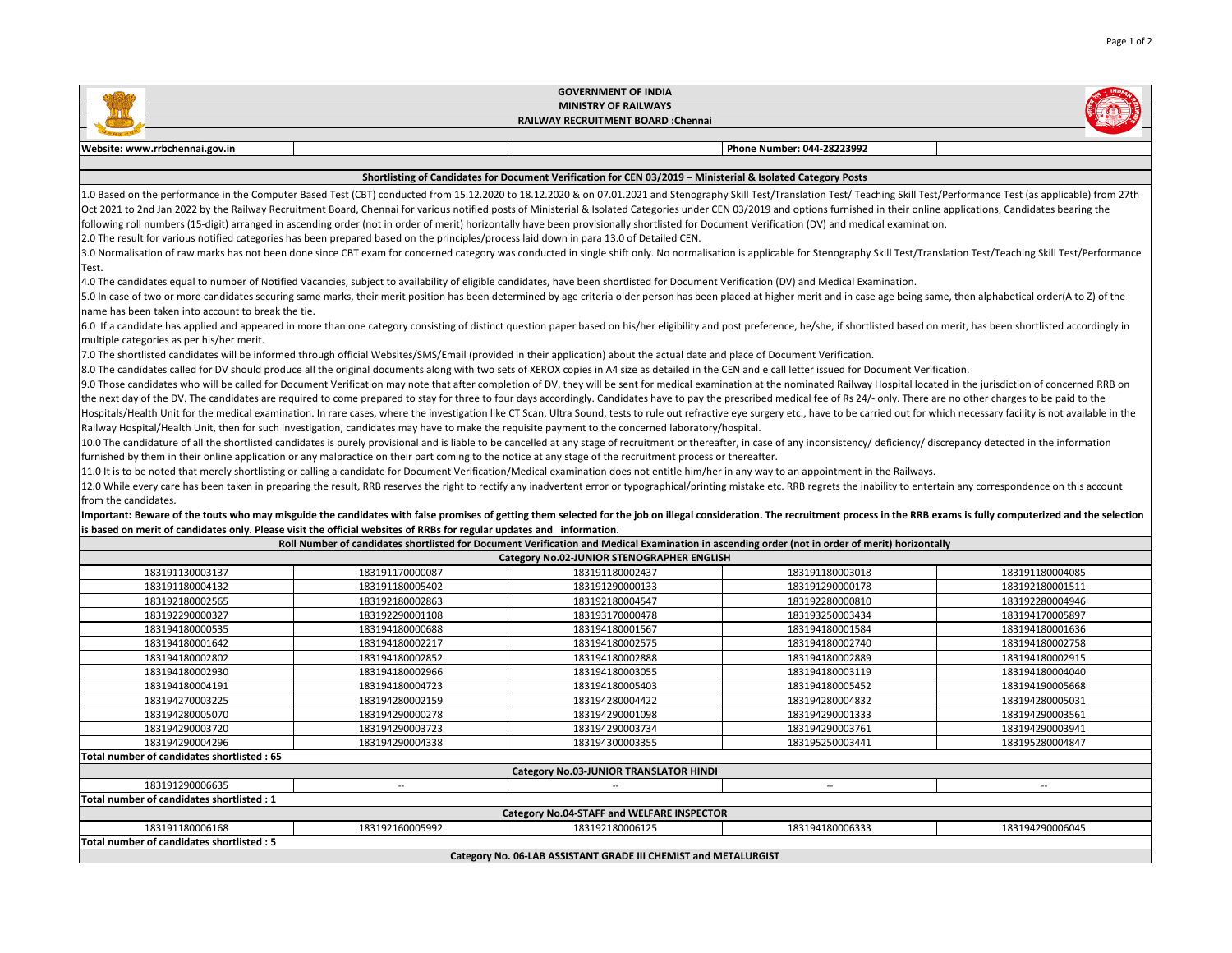# GOVERNMENT OF INDIA
## MINISTRY OF RAILWAYS
## RAILWAY RECRUITMENT BOARD :Chennai

**Website: www.rrbchennai.gov.in** | **Phone Number: 044-28223992**

### Shortlisting of Candidates for Document Verification for CEN 03/2019 – Ministerial & Isolated Category Posts

1.0 Based on the performance in the Computer Based Test (CBT) conducted from 15.12.2020 to 18.12.2020 & on 07.01.2021 and Stenography Skill Test/Translation Test/ Teaching Skill Test/Performance Test (as applicable) from 27th Oct 2021 to 2nd Jan 2022 by the Railway Recruitment Board, Chennai for various notified posts of Ministerial & Isolated Categories under CEN 03/2019 and options furnished in their online applications, Candidates bearing the following roll numbers (15-digit) arranged in ascending order (not in order of merit) horizontally have been provisionally shortlisted for Document Verification (DV) and medical examination.

2.0 The result for various notified categories has been prepared based on the principles/process laid down in para 13.0 of Detailed CEN.

3.0 Normalisation of raw marks has not been done since CBT exam for concerned category was conducted in single shift only. No normalisation is applicable for Stenography Skill Test/Translation Test/Teaching Skill Test/Performance Test.

4.0 The candidates equal to number of Notified Vacancies, subject to availability of eligible candidates, have been shortlisted for Document Verification (DV) and Medical Examination.

5.0 In case of two or more candidates securing same marks, their merit position has been determined by age criteria older person has been placed at higher merit and in case age being same, then alphabetical order(A to Z) of the name has been taken into account to break the tie.

6.0 If a candidate has applied and appeared in more than one category consisting of distinct question paper based on his/her eligibility and post preference, he/she, if shortlisted based on merit, has been shortlisted accordingly in multiple categories as per his/her merit.

7.0 The shortlisted candidates will be informed through official Websites/SMS/Email (provided in their application) about the actual date and place of Document Verification.

8.0 The candidates called for DV should produce all the original documents along with two sets of XEROX copies in A4 size as detailed in the CEN and e call letter issued for Document Verification.

9.0 Those candidates who will be called for Document Verification may note that after completion of DV, they will be sent for medical examination at the nominated Railway Hospital located in the jurisdiction of concerned RRB on the next day of the DV. The candidates are required to come prepared to stay for three to four days accordingly. Candidates have to pay the prescribed medical fee of Rs 24/- only. There are no other charges to be paid to the Hospitals/Health Unit for the medical examination. In rare cases, where the investigation like CT Scan, Ultra Sound, tests to rule out refractive eye surgery etc., have to be carried out for which necessary facility is not available in the Railway Hospital/Health Unit, then for such investigation, candidates may have to make the requisite payment to the concerned laboratory/hospital.

10.0 The candidature of all the shortlisted candidates is purely provisional and is liable to be cancelled at any stage of recruitment or thereafter, in case of any inconsistency/ deficiency/ discrepancy detected in the information furnished by them in their online application or any malpractice on their part coming to the notice at any stage of the recruitment process or thereafter.

11.0 It is to be noted that merely shortlisting or calling a candidate for Document Verification/Medical examination does not entitle him/her in any way to an appointment in the Railways.

12.0 While every care has been taken in preparing the result, RRB reserves the right to rectify any inadvertent error or typographical/printing mistake etc. RRB regrets the inability to entertain any correspondence on this account from the candidates.

**Important: Beware of the touts who may misguide the candidates with false promises of getting them selected for the job on illegal consideration. The recruitment process in the RRB exams is fully computerized and the selection is based on merit of candidates only. Please visit the official websites of RRBs for regular updates and information.**

**Roll Number of candidates shortlisted for Document Verification and Medical Examination in ascending order (not in order of merit) horizontally**

**Category No.02-JUNIOR STENOGRAPHER ENGLISH**

| | | | | |
|---|---|---|---|---|
| 183191130003137 | 183191170000087 | 183191180002437 | 183191180003018 | 183191180004085 |
| 183191180004132 | 183191180005402 | 183191290000133 | 183191290000178 | 183192180001511 |
| 183192180002565 | 183192180002863 | 183192180004547 | 183192280000810 | 183192280004946 |
| 183192290000327 | 183192290001108 | 183193170000478 | 183193250003434 | 183194170005897 |
| 183194180000535 | 183194180000688 | 183194180001567 | 183194180001584 | 183194180001636 |
| 183194180001642 | 183194180002217 | 183194180002575 | 183194180002740 | 183194180002758 |
| 183194180002802 | 183194180002852 | 183194180002888 | 183194180002889 | 183194180002915 |
| 183194180002930 | 183194180002966 | 183194180003055 | 183194180003119 | 183194180004040 |
| 183194180004191 | 183194180004723 | 183194180005403 | 183194180005452 | 183194190005668 |
| 183194270003225 | 183194280002159 | 183194280004422 | 183194280004832 | 183194280005031 |
| 183194280005070 | 183194290000278 | 183194290001098 | 183194290001333 | 183194290003561 |
| 183194290003720 | 183194290003723 | 183194290003734 | 183194290003761 | 183194290003941 |
| 183194290004296 | 183194290004338 | 183194300003355 | 183195250003441 | 183195280004847 |

**Total number of candidates shortlisted : 65**

**Category No.03-JUNIOR TRANSLATOR HINDI**

| | | | | |
|---|---|---|---|---|
| 183191290006635 | -- | -- | -- | -- |

**Total number of candidates shortlisted : 1**

**Category No.04-STAFF and WELFARE INSPECTOR**

| | | | | |
|---|---|---|---|---|
| 183191180006168 | 183192160005992 | 183192180006125 | 183194180006333 | 183194290006045 |

**Total number of candidates shortlisted : 5**

**Category No. 06-LAB ASSISTANT GRADE III CHEMIST and METALURGIST**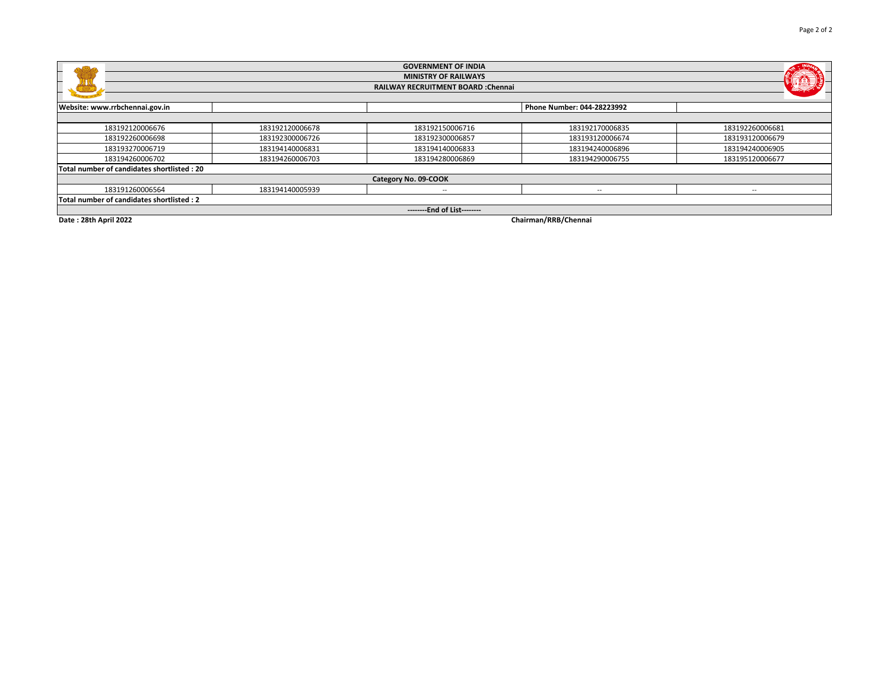GOVERNMENT OF INDIA

MINISTRY OF RAILWAYS

RAILWAY RECRUITMENT BOARD :Chennai

| Website: www.rrbchennai.gov.in | | | Phone Number: 044-28223992 | |
|---|---|---|---|---|
| 183192120006676 | 183192120006678 | 183192150006716 | 183192170006835 | 183192260006681 |
| 183192260006698 | 183192300006726 | 183192300006857 | 183193120006674 | 183193120006679 |
| 183193270006719 | 183194140006831 | 183194140006833 | 183194240006896 | 183194240006905 |
| 183194260006702 | 183194260006703 | 183194280006869 | 183194290006755 | 183195120006677 |
| **Total number of candidates shortlisted : 20** | | | | |
| **Category No. 09-COOK** | | | | |
| 183191260006564 | 183194140005939 | -- | -- | -- |
| **Total number of candidates shortlisted : 2** | | | | |
| **--------End of List--------** | | | | |

**Date : 28th April 2022** **Chairman/RRB/Chennai**